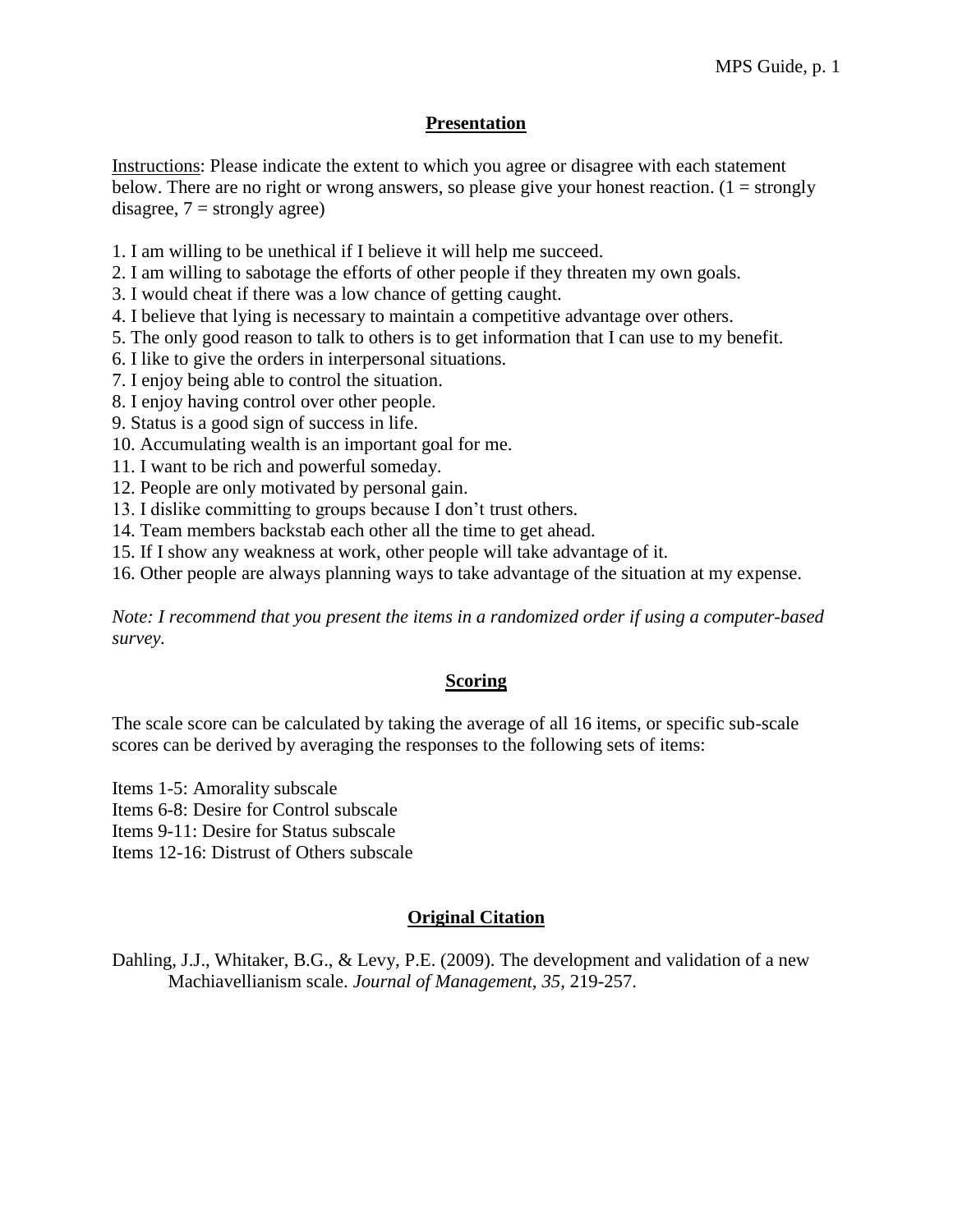## Presentation

Instructions: Please indicate the extent to which you agree or disagree with each statement below. There are no right or wrong answers, so please give your honest reaction. (1 = strongly disagree, 7 = strongly agree)

1. I am willing to be unethical if I believe it will help me succeed.
2. I am willing to sabotage the efforts of other people if they threaten my own goals.
3. I would cheat if there was a low chance of getting caught.
4. I believe that lying is necessary to maintain a competitive advantage over others.
5. The only good reason to talk to others is to get information that I can use to my benefit.
6. I like to give the orders in interpersonal situations.
7. I enjoy being able to control the situation.
8. I enjoy having control over other people.
9. Status is a good sign of success in life.
10. Accumulating wealth is an important goal for me.
11. I want to be rich and powerful someday.
12. People are only motivated by personal gain.
13. I dislike committing to groups because I don't trust others.
14. Team members backstab each other all the time to get ahead.
15. If I show any weakness at work, other people will take advantage of it.
16. Other people are always planning ways to take advantage of the situation at my expense.

*Note: I recommend that you present the items in a randomized order if using a computer-based survey.*

## Scoring

The scale score can be calculated by taking the average of all 16 items, or specific sub-scale scores can be derived by averaging the responses to the following sets of items:

Items 1-5: Amorality subscale
Items 6-8: Desire for Control subscale
Items 9-11: Desire for Status subscale
Items 12-16: Distrust of Others subscale

## Original Citation

Dahling, J.J., Whitaker, B.G., & Levy, P.E. (2009). The development and validation of a new Machiavellianism scale. *Journal of Management, 35,* 219-257.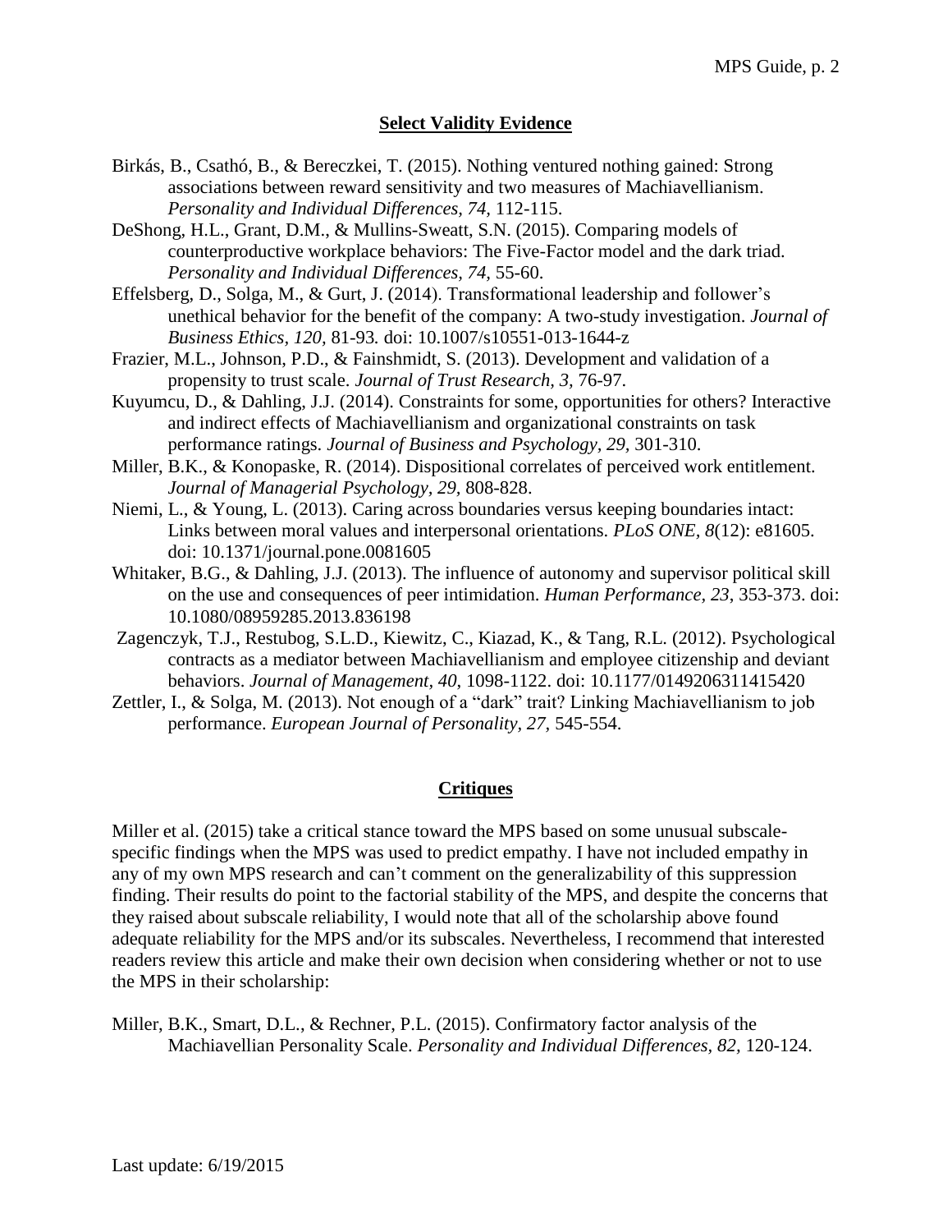## Select Validity Evidence

Birkás, B., Csathó, B., & Bereczkei, T. (2015). Nothing ventured nothing gained: Strong associations between reward sensitivity and two measures of Machiavellianism. *Personality and Individual Differences, 74,* 112-115.

DeShong, H.L., Grant, D.M., & Mullins-Sweatt, S.N. (2015). Comparing models of counterproductive workplace behaviors: The Five-Factor model and the dark triad. *Personality and Individual Differences, 74,* 55-60.

Effelsberg, D., Solga, M., & Gurt, J. (2014). Transformational leadership and follower's unethical behavior for the benefit of the company: A two-study investigation. *Journal of Business Ethics, 120*, 81-93. doi: 10.1007/s10551-013-1644-z

Frazier, M.L., Johnson, P.D., & Fainshmidt, S. (2013). Development and validation of a propensity to trust scale. *Journal of Trust Research, 3*, 76-97.

Kuyumcu, D., & Dahling, J.J. (2014). Constraints for some, opportunities for others? Interactive and indirect effects of Machiavellianism and organizational constraints on task performance ratings. *Journal of Business and Psychology, 29,* 301-310.

Miller, B.K., & Konopaske, R. (2014). Dispositional correlates of perceived work entitlement. *Journal of Managerial Psychology, 29,* 808-828.

Niemi, L., & Young, L. (2013). Caring across boundaries versus keeping boundaries intact: Links between moral values and interpersonal orientations. *PLoS ONE, 8*(12): e81605. doi: 10.1371/journal.pone.0081605

Whitaker, B.G., & Dahling, J.J. (2013). The influence of autonomy and supervisor political skill on the use and consequences of peer intimidation. *Human Performance, 23*, 353-373. doi: 10.1080/08959285.2013.836198

Zagenczyk, T.J., Restubog, S.L.D., Kiewitz, C., Kiazad, K., & Tang, R.L. (2012). Psychological contracts as a mediator between Machiavellianism and employee citizenship and deviant behaviors. *Journal of Management, 40,* 1098-1122. doi: 10.1177/0149206311415420

Zettler, I., & Solga, M. (2013). Not enough of a "dark" trait? Linking Machiavellianism to job performance. *European Journal of Personality, 27,* 545-554.

## Critiques

Miller et al. (2015) take a critical stance toward the MPS based on some unusual subscale-specific findings when the MPS was used to predict empathy. I have not included empathy in any of my own MPS research and can't comment on the generalizability of this suppression finding. Their results do point to the factorial stability of the MPS, and despite the concerns that they raised about subscale reliability, I would note that all of the scholarship above found adequate reliability for the MPS and/or its subscales. Nevertheless, I recommend that interested readers review this article and make their own decision when considering whether or not to use the MPS in their scholarship:

Miller, B.K., Smart, D.L., & Rechner, P.L. (2015). Confirmatory factor analysis of the Machiavellian Personality Scale. *Personality and Individual Differences, 82,* 120-124.

Last update: 6/19/2015